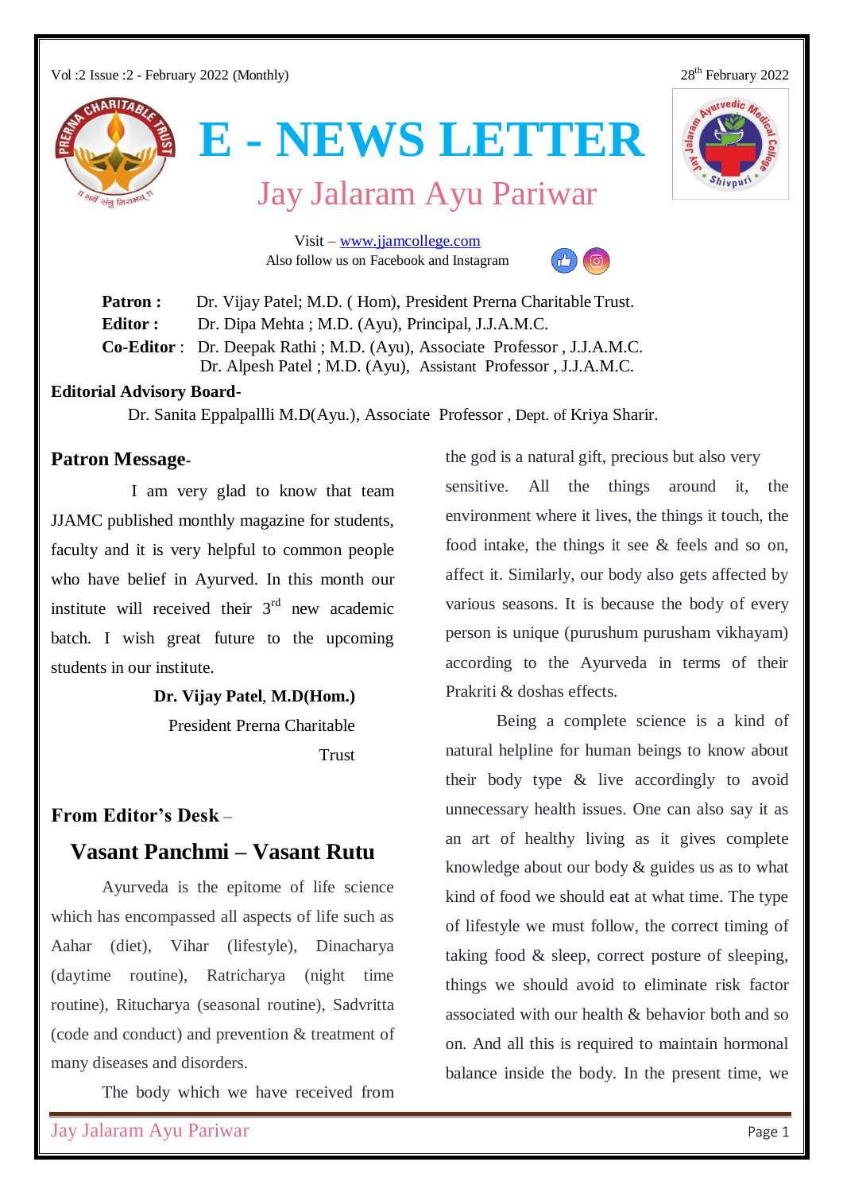Vol :2 Issue :2 - February 2022 (Monthly)

28th February 2022

# E - NEWS LETTER

## Jay Jalaram Ayu Pariwar

Visit – www.jjamcollege.com

Also follow us on Facebook and Instagram

**Patron :** Dr. Vijay Patel; M.D. ( Hom), President Prerna Charitable Trust.

**Editor :** Dr. Dipa Mehta ; M.D. (Ayu), Principal, J.J.A.M.C.

**Co-Editor :** Dr. Deepak Rathi ; M.D. (Ayu), Associate Professor , J.J.A.M.C.
Dr. Alpesh Patel ; M.D. (Ayu), Assistant Professor , J.J.A.M.C.

**Editorial Advisory Board-**

Dr. Sanita Eppalpallli M.D(Ayu.), Associate Professor , Dept. of Kriya Sharir.

### Patron Message-

I am very glad to know that team JJAMC published monthly magazine for students, faculty and it is very helpful to common people who have belief in Ayurved. In this month our institute will received their 3rd new academic batch. I wish great future to the upcoming students in our institute.

**Dr. Vijay Patel**, **M.D(Hom.)**
President Prerna Charitable Trust

### From Editor's Desk –

## Vasant Panchmi – Vasant Rutu

Ayurveda is the epitome of life science which has encompassed all aspects of life such as Aahar (diet), Vihar (lifestyle), Dinacharya (daytime routine), Ratricharya (night time routine), Ritucharya (seasonal routine), Sadvritta (code and conduct) and prevention & treatment of many diseases and disorders.

The body which we have received from the god is a natural gift, precious but also very sensitive. All the things around it, the environment where it lives, the things it touch, the food intake, the things it see & feels and so on, affect it. Similarly, our body also gets affected by various seasons. It is because the body of every person is unique (purushum purusham vikhayam) according to the Ayurveda in terms of their Prakriti & doshas effects.

Being a complete science is a kind of natural helpline for human beings to know about their body type & live accordingly to avoid unnecessary health issues. One can also say it as an art of healthy living as it gives complete knowledge about our body & guides us as to what kind of food we should eat at what time. The type of lifestyle we must follow, the correct timing of taking food & sleep, correct posture of sleeping, things we should avoid to eliminate risk factor associated with our health & behavior both and so on. And all this is required to maintain hormonal balance inside the body. In the present time, we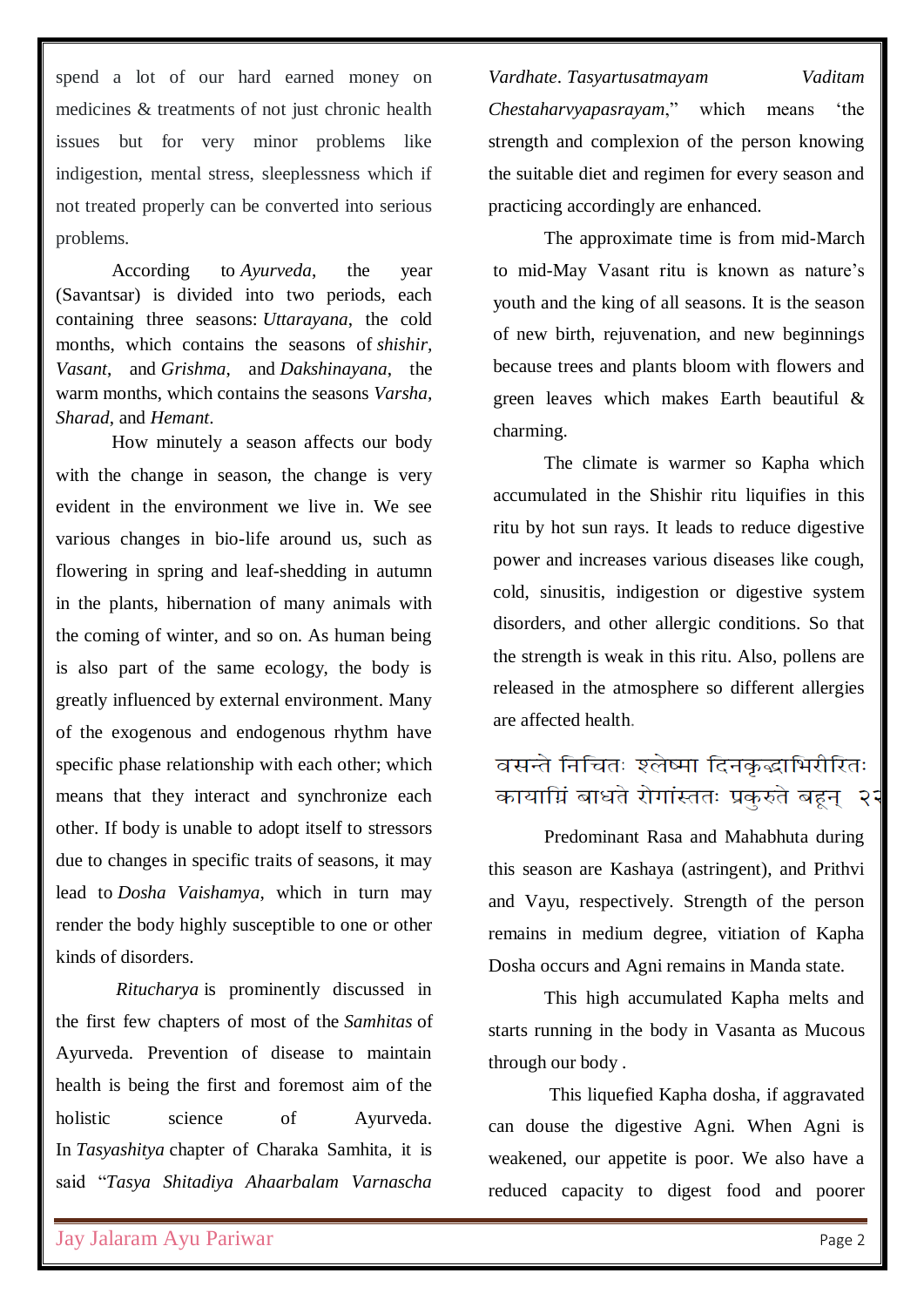spend a lot of our hard earned money on medicines & treatments of not just chronic health issues but for very minor problems like indigestion, mental stress, sleeplessness which if not treated properly can be converted into serious problems.

According to *Ayurveda*, the year (Savantsar) is divided into two periods, each containing three seasons: *Uttarayana*, the cold months, which contains the seasons of *shishir*, *Vasant*, and *Grishma*, and *Dakshinayana*, the warm months, which contains the seasons *Varsha*, *Sharad*, and *Hemant*.

How minutely a season affects our body with the change in season, the change is very evident in the environment we live in. We see various changes in bio-life around us, such as flowering in spring and leaf-shedding in autumn in the plants, hibernation of many animals with the coming of winter, and so on. As human being is also part of the same ecology, the body is greatly influenced by external environment. Many of the exogenous and endogenous rhythm have specific phase relationship with each other; which means that they interact and synchronize each other. If body is unable to adopt itself to stressors due to changes in specific traits of seasons, it may lead to *Dosha Vaishamya*, which in turn may render the body highly susceptible to one or other kinds of disorders.

*Ritucharya* is prominently discussed in the first few chapters of most of the *Samhitas* of Ayurveda. Prevention of disease to maintain health is being the first and foremost aim of the holistic science of Ayurveda. In *Tasyashitya* chapter of Charaka Samhita, it is said "*Tasya Shitadiya Ahaarbalam Varnascha Vardhate*. *Tasyartusatmayam Vaditam Chestaharvyapasrayam*," which means 'the strength and complexion of the person knowing the suitable diet and regimen for every season and practicing accordingly are enhanced.

The approximate time is from mid-March to mid-May Vasant ritu is known as nature's youth and the king of all seasons. It is the season of new birth, rejuvenation, and new beginnings because trees and plants bloom with flowers and green leaves which makes Earth beautiful & charming.

The climate is warmer so Kapha which accumulated in the Shishir ritu liquifies in this ritu by hot sun rays. It leads to reduce digestive power and increases various diseases like cough, cold, sinusitis, indigestion or digestive system disorders, and other allergic conditions. So that the strength is weak in this ritu. Also, pollens are released in the atmosphere so different allergies are affected health.

वसन्ते निचितः श्लेष्मा दिनकृद्भाभिरीरितः
कायाग्निं बाधते रोगांस्ततः प्रकुरुते बहून् २२

Predominant Rasa and Mahabhuta during this season are Kashaya (astringent), and Prithvi and Vayu, respectively. Strength of the person remains in medium degree, vitiation of Kapha Dosha occurs and Agni remains in Manda state.

This high accumulated Kapha melts and starts running in the body in Vasanta as Mucous through our body .

This liquefied Kapha dosha, if aggravated can douse the digestive Agni. When Agni is weakened, our appetite is poor. We also have a reduced capacity to digest food and poorer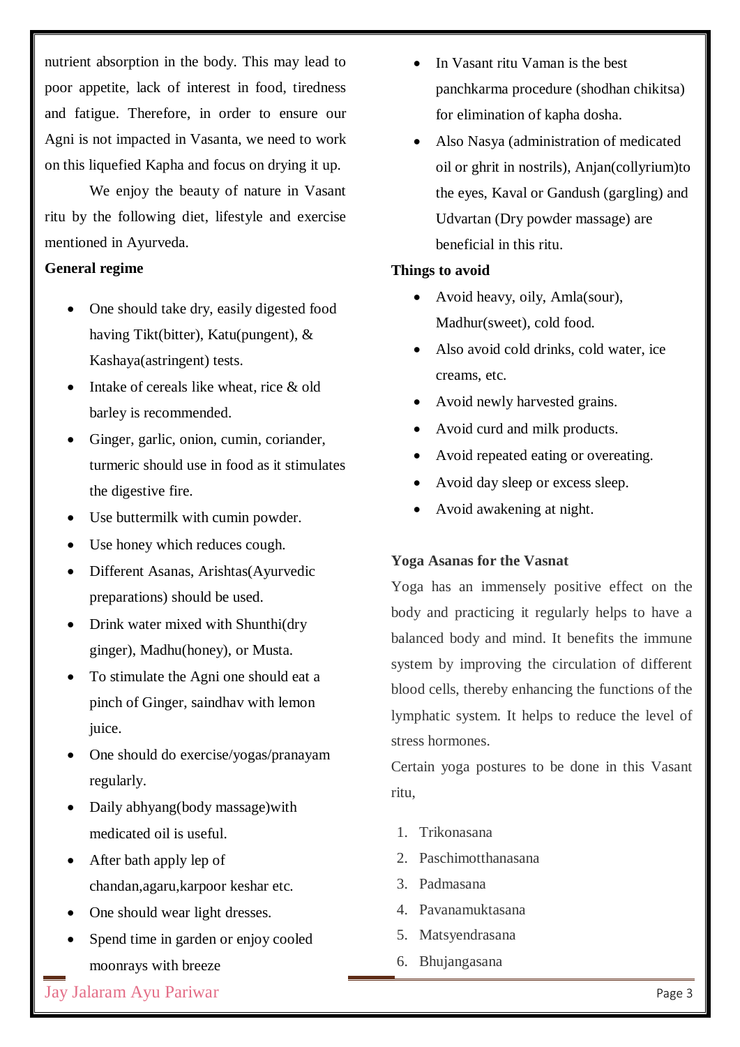nutrient absorption in the body. This may lead to poor appetite, lack of interest in food, tiredness and fatigue. Therefore, in order to ensure our Agni is not impacted in Vasanta, we need to work on this liquefied Kapha and focus on drying it up.

We enjoy the beauty of nature in Vasant ritu by the following diet, lifestyle and exercise mentioned in Ayurveda.

**General regime**

- One should take dry, easily digested food having Tikt(bitter), Katu(pungent), & Kashaya(astringent) tests.
- Intake of cereals like wheat, rice & old barley is recommended.
- Ginger, garlic, onion, cumin, coriander, turmeric should use in food as it stimulates the digestive fire.
- Use buttermilk with cumin powder.
- Use honey which reduces cough.
- Different Asanas, Arishtas(Ayurvedic preparations) should be used.
- Drink water mixed with Shunthi(dry ginger), Madhu(honey), or Musta.
- To stimulate the Agni one should eat a pinch of Ginger, saindhav with lemon juice.
- One should do exercise/yogas/pranayam regularly.
- Daily abhyang(body massage)with medicated oil is useful.
- After bath apply lep of chandan,agaru,karpoor keshar etc.
- One should wear light dresses.
- Spend time in garden or enjoy cooled moonrays with breeze
- In Vasant ritu Vaman is the best panchkarma procedure (shodhan chikitsa) for elimination of kapha dosha.
- Also Nasya (administration of medicated oil or ghrit in nostrils), Anjan(collyrium)to the eyes, Kaval or Gandush (gargling) and Udvartan (Dry powder massage) are beneficial in this ritu.

**Things to avoid**

- Avoid heavy, oily, Amla(sour), Madhur(sweet), cold food.
- Also avoid cold drinks, cold water, ice creams, etc.
- Avoid newly harvested grains.
- Avoid curd and milk products.
- Avoid repeated eating or overeating.
- Avoid day sleep or excess sleep.
- Avoid awakening at night.

**Yoga Asanas for the Vasnat**

Yoga has an immensely positive effect on the body and practicing it regularly helps to have a balanced body and mind. It benefits the immune system by improving the circulation of different blood cells, thereby enhancing the functions of the lymphatic system. It helps to reduce the level of stress hormones.

Certain yoga postures to be done in this Vasant ritu,

1. Trikonasana
2. Paschimotthanasana
3. Padmasana
4. Pavanamuktasana
5. Matsyendrasana
6. Bhujangasana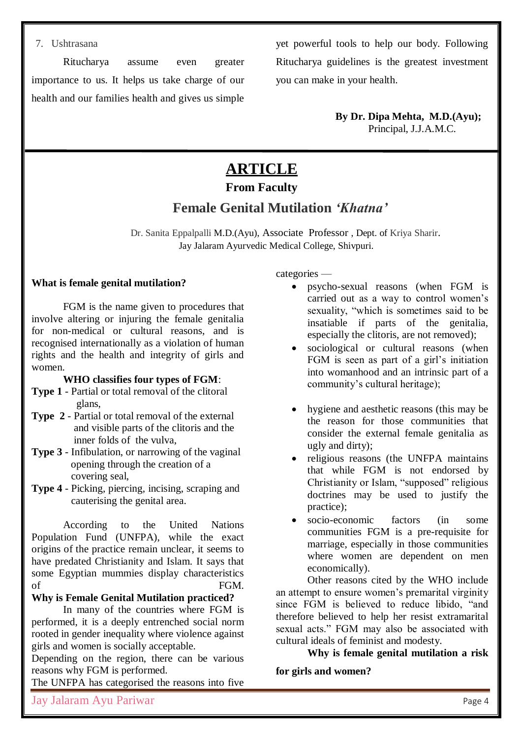7. Ushtrasana

Ritucharya assume even greater importance to us. It helps us take charge of our health and our families health and gives us simple yet powerful tools to help our body. Following Ritucharya guidelines is the greatest investment you can make in your health.

**By Dr. Dipa Mehta, M.D.(Ayu);**
Principal, J.J.A.M.C.

# ARTICLE

## From Faculty

## Female Genital Mutilation *'Khatna'*

Dr. Sanita Eppalpalli M.D.(Ayu), Associate Professor , Dept. of Kriya Sharir.
Jay Jalaram Ayurvedic Medical College, Shivpuri.

**What is female genital mutilation?**

FGM is the name given to procedures that involve altering or injuring the female genitalia for non-medical or cultural reasons, and is recognised internationally as a violation of human rights and the health and integrity of girls and women.

**WHO classifies four types of FGM**:

**Type 1** - Partial or total removal of the clitoral glans,

**Type 2** - Partial or total removal of the external and visible parts of the clitoris and the inner folds of the vulva,

**Type 3** - Infibulation, or narrowing of the vaginal opening through the creation of a covering seal,

**Type 4** - Picking, piercing, incising, scraping and cauterising the genital area.

According to the United Nations Population Fund (UNFPA), while the exact origins of the practice remain unclear, it seems to have predated Christianity and Islam. It says that some Egyptian mummies display characteristics of FGM.

**Why is Female Genital Mutilation practiced?**

In many of the countries where FGM is performed, it is a deeply entrenched social norm rooted in gender inequality where violence against girls and women is socially acceptable.

Depending on the region, there can be various reasons why FGM is performed.

The UNFPA has categorised the reasons into five categories —

- psycho-sexual reasons (when FGM is carried out as a way to control women's sexuality, "which is sometimes said to be insatiable if parts of the genitalia, especially the clitoris, are not removed);
- sociological or cultural reasons (when FGM is seen as part of a girl's initiation into womanhood and an intrinsic part of a community's cultural heritage);
- hygiene and aesthetic reasons (this may be the reason for those communities that consider the external female genitalia as ugly and dirty);
- religious reasons (the UNFPA maintains that while FGM is not endorsed by Christianity or Islam, "supposed" religious doctrines may be used to justify the practice);
- socio-economic factors (in some communities FGM is a pre-requisite for marriage, especially in those communities where women are dependent on men economically).

Other reasons cited by the WHO include an attempt to ensure women's premarital virginity since FGM is believed to reduce libido, "and therefore believed to help her resist extramarital sexual acts." FGM may also be associated with cultural ideals of feminist and modesty.

**Why is female genital mutilation a risk for girls and women?**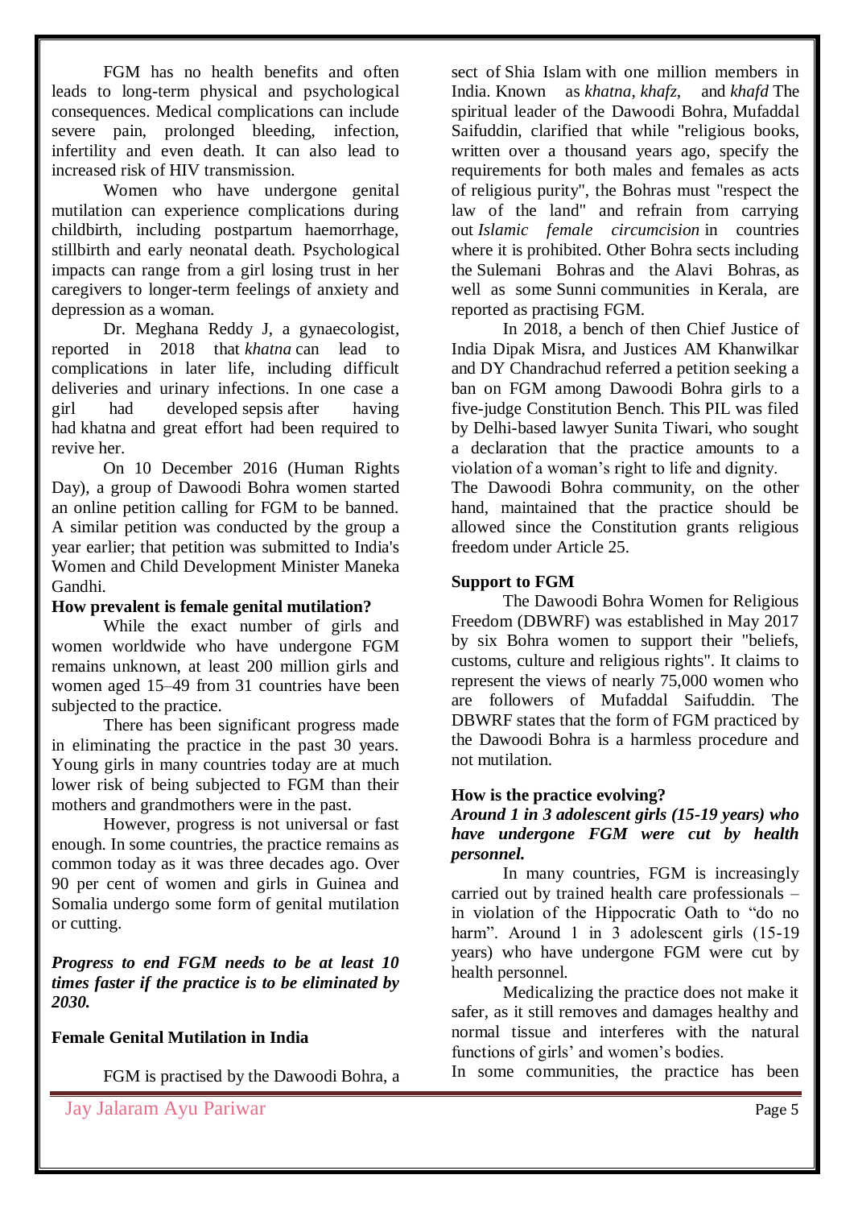FGM has no health benefits and often leads to long-term physical and psychological consequences. Medical complications can include severe pain, prolonged bleeding, infection, infertility and even death. It can also lead to increased risk of HIV transmission.

Women who have undergone genital mutilation can experience complications during childbirth, including postpartum haemorrhage, stillbirth and early neonatal death. Psychological impacts can range from a girl losing trust in her caregivers to longer-term feelings of anxiety and depression as a woman.

Dr. Meghana Reddy J, a gynaecologist, reported in 2018 that *khatna* can lead to complications in later life, including difficult deliveries and urinary infections. In one case a girl had developed sepsis after having had khatna and great effort had been required to revive her.

On 10 December 2016 (Human Rights Day), a group of Dawoodi Bohra women started an online petition calling for FGM to be banned. A similar petition was conducted by the group a year earlier; that petition was submitted to India's Women and Child Development Minister Maneka Gandhi.

**How prevalent is female genital mutilation?**

While the exact number of girls and women worldwide who have undergone FGM remains unknown, at least 200 million girls and women aged 15–49 from 31 countries have been subjected to the practice.

There has been significant progress made in eliminating the practice in the past 30 years. Young girls in many countries today are at much lower risk of being subjected to FGM than their mothers and grandmothers were in the past.

However, progress is not universal or fast enough. In some countries, the practice remains as common today as it was three decades ago. Over 90 per cent of women and girls in Guinea and Somalia undergo some form of genital mutilation or cutting.

***Progress to end FGM needs to be at least 10 times faster if the practice is to be eliminated by 2030.***

**Female Genital Mutilation in India**

FGM is practised by the Dawoodi Bohra, a sect of Shia Islam with one million members in India. Known as *khatna*, *khafz*, and *khafd* The spiritual leader of the Dawoodi Bohra, Mufaddal Saifuddin, clarified that while "religious books, written over a thousand years ago, specify the requirements for both males and females as acts of religious purity", the Bohras must "respect the law of the land" and refrain from carrying out *Islamic female circumcision* in countries where it is prohibited. Other Bohra sects including the Sulemani Bohras and the Alavi Bohras, as well as some Sunni communities in Kerala, are reported as practising FGM.

In 2018, a bench of then Chief Justice of India Dipak Misra, and Justices AM Khanwilkar and DY Chandrachud referred a petition seeking a ban on FGM among Dawoodi Bohra girls to a five-judge Constitution Bench. This PIL was filed by Delhi-based lawyer Sunita Tiwari, who sought a declaration that the practice amounts to a violation of a woman's right to life and dignity.

The Dawoodi Bohra community, on the other hand, maintained that the practice should be allowed since the Constitution grants religious freedom under Article 25.

**Support to FGM**

The Dawoodi Bohra Women for Religious Freedom (DBWRF) was established in May 2017 by six Bohra women to support their "beliefs, customs, culture and religious rights". It claims to represent the views of nearly 75,000 women who are followers of Mufaddal Saifuddin. The DBWRF states that the form of FGM practiced by the Dawoodi Bohra is a harmless procedure and not mutilation.

**How is the practice evolving?**

***Around 1 in 3 adolescent girls (15-19 years) who have undergone FGM were cut by health personnel.***

In many countries, FGM is increasingly carried out by trained health care professionals – in violation of the Hippocratic Oath to "do no harm". Around 1 in 3 adolescent girls (15-19 years) who have undergone FGM were cut by health personnel.

Medicalizing the practice does not make it safer, as it still removes and damages healthy and normal tissue and interferes with the natural functions of girls' and women's bodies.

In some communities, the practice has been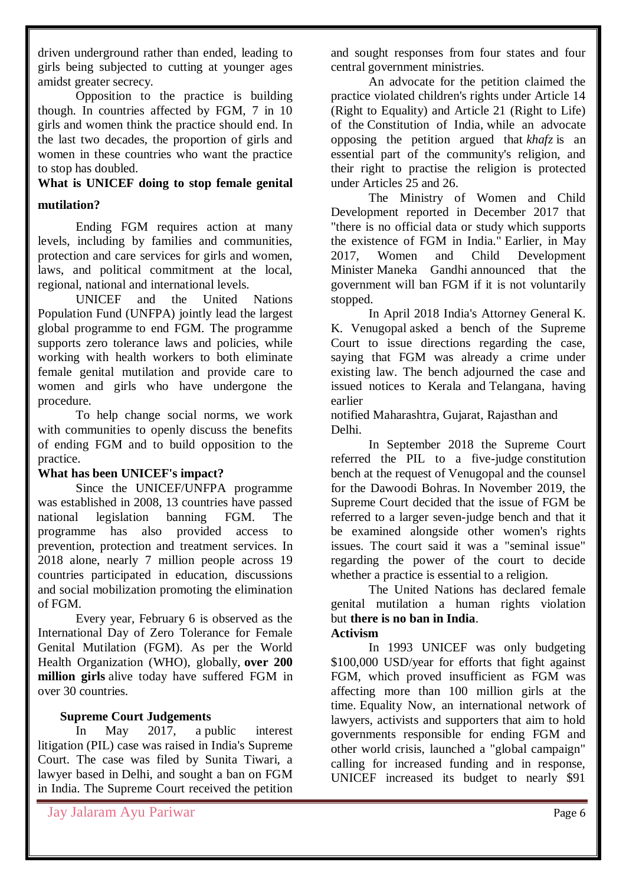driven underground rather than ended, leading to girls being subjected to cutting at younger ages amidst greater secrecy.

Opposition to the practice is building though. In countries affected by FGM, 7 in 10 girls and women think the practice should end. In the last two decades, the proportion of girls and women in these countries who want the practice to stop has doubled.

**What is UNICEF doing to stop female genital mutilation?**

Ending FGM requires action at many levels, including by families and communities, protection and care services for girls and women, laws, and political commitment at the local, regional, national and international levels.

UNICEF and the United Nations Population Fund (UNFPA) jointly lead the largest global programme to end FGM. The programme supports zero tolerance laws and policies, while working with health workers to both eliminate female genital mutilation and provide care to women and girls who have undergone the procedure.

To help change social norms, we work with communities to openly discuss the benefits of ending FGM and to build opposition to the practice.

**What has been UNICEF's impact?**

Since the UNICEF/UNFPA programme was established in 2008, 13 countries have passed national legislation banning FGM. The programme has also provided access to prevention, protection and treatment services. In 2018 alone, nearly 7 million people across 19 countries participated in education, discussions and social mobilization promoting the elimination of FGM.

Every year, February 6 is observed as the International Day of Zero Tolerance for Female Genital Mutilation (FGM). As per the World Health Organization (WHO), globally, **over 200 million girls** alive today have suffered FGM in over 30 countries.

**Supreme Court Judgements**

In May 2017, a public interest litigation (PIL) case was raised in India's Supreme Court. The case was filed by Sunita Tiwari, a lawyer based in Delhi, and sought a ban on FGM in India. The Supreme Court received the petition and sought responses from four states and four central government ministries.

An advocate for the petition claimed the practice violated children's rights under Article 14 (Right to Equality) and Article 21 (Right to Life) of the Constitution of India, while an advocate opposing the petition argued that *khafz* is an essential part of the community's religion, and their right to practise the religion is protected under Articles 25 and 26.

The Ministry of Women and Child Development reported in December 2017 that "there is no official data or study which supports the existence of FGM in India." Earlier, in May 2017, Women and Child Development Minister Maneka Gandhi announced that the government will ban FGM if it is not voluntarily stopped.

In April 2018 India's Attorney General K. K. Venugopal asked a bench of the Supreme Court to issue directions regarding the case, saying that FGM was already a crime under existing law. The bench adjourned the case and issued notices to Kerala and Telangana, having earlier notified Maharashtra, Gujarat, Rajasthan and Delhi.

In September 2018 the Supreme Court referred the PIL to a five-judge constitution bench at the request of Venugopal and the counsel for the Dawoodi Bohras. In November 2019, the Supreme Court decided that the issue of FGM be referred to a larger seven-judge bench and that it be examined alongside other women's rights issues. The court said it was a "seminal issue" regarding the power of the court to decide whether a practice is essential to a religion.

The United Nations has declared female genital mutilation a human rights violation but **there is no ban in India**.

**Activism**

In 1993 UNICEF was only budgeting \$100,000 USD/year for efforts that fight against FGM, which proved insufficient as FGM was affecting more than 100 million girls at the time. Equality Now, an international network of lawyers, activists and supporters that aim to hold governments responsible for ending FGM and other world crisis, launched a "global campaign" calling for increased funding and in response, UNICEF increased its budget to nearly \$91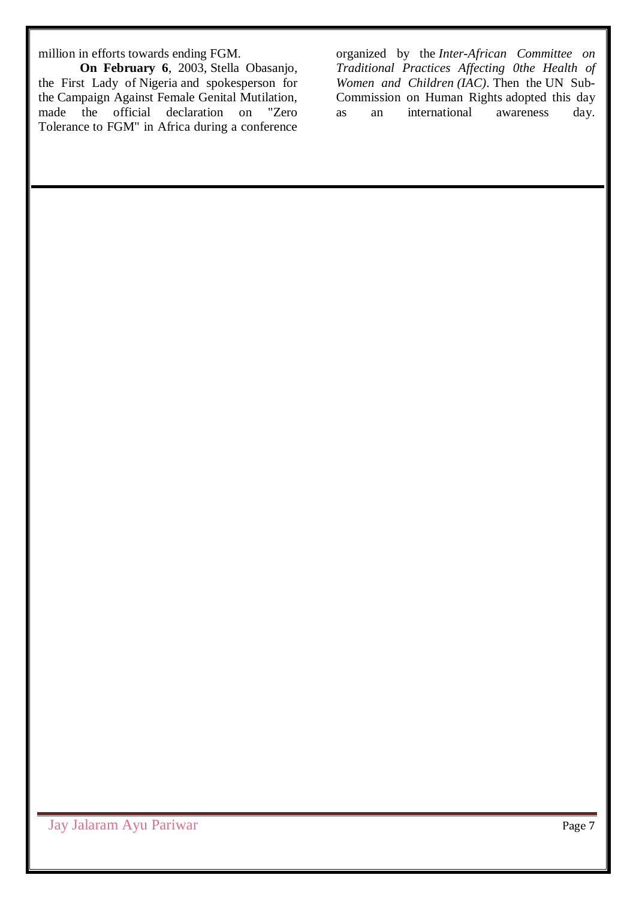million in efforts towards ending FGM.

**On February 6**, 2003, Stella Obasanjo, the First Lady of Nigeria and spokesperson for the Campaign Against Female Genital Mutilation, made the official declaration on "Zero Tolerance to FGM" in Africa during a conference organized by the *Inter-African Committee on Traditional Practices Affecting 0the Health of Women and Children (IAC)*. Then the UN Sub-Commission on Human Rights adopted this day as an international awareness day.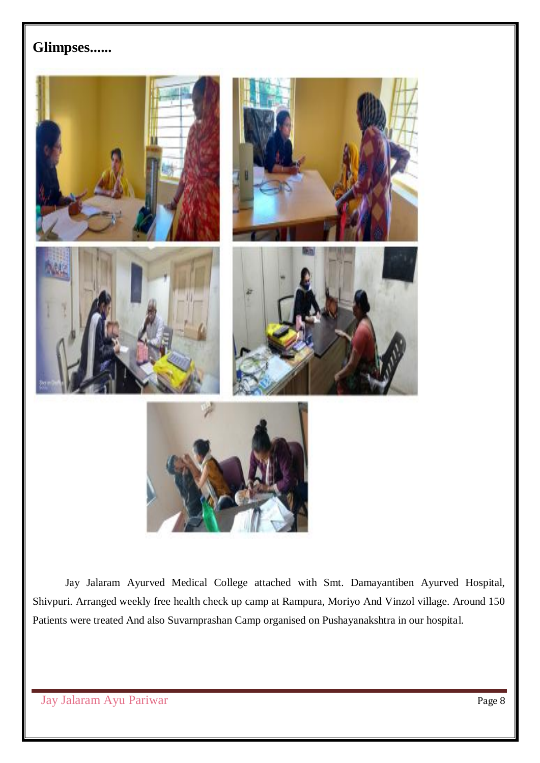## Glimpses......

Jay Jalaram Ayurved Medical College attached with Smt. Damayantiben Ayurved Hospital, Shivpuri. Arranged weekly free health check up camp at Rampura, Moriyo And Vinzol village. Around 150 Patients were treated And also Suvarnprashan Camp organised on Pushayanakshtra in our hospital.